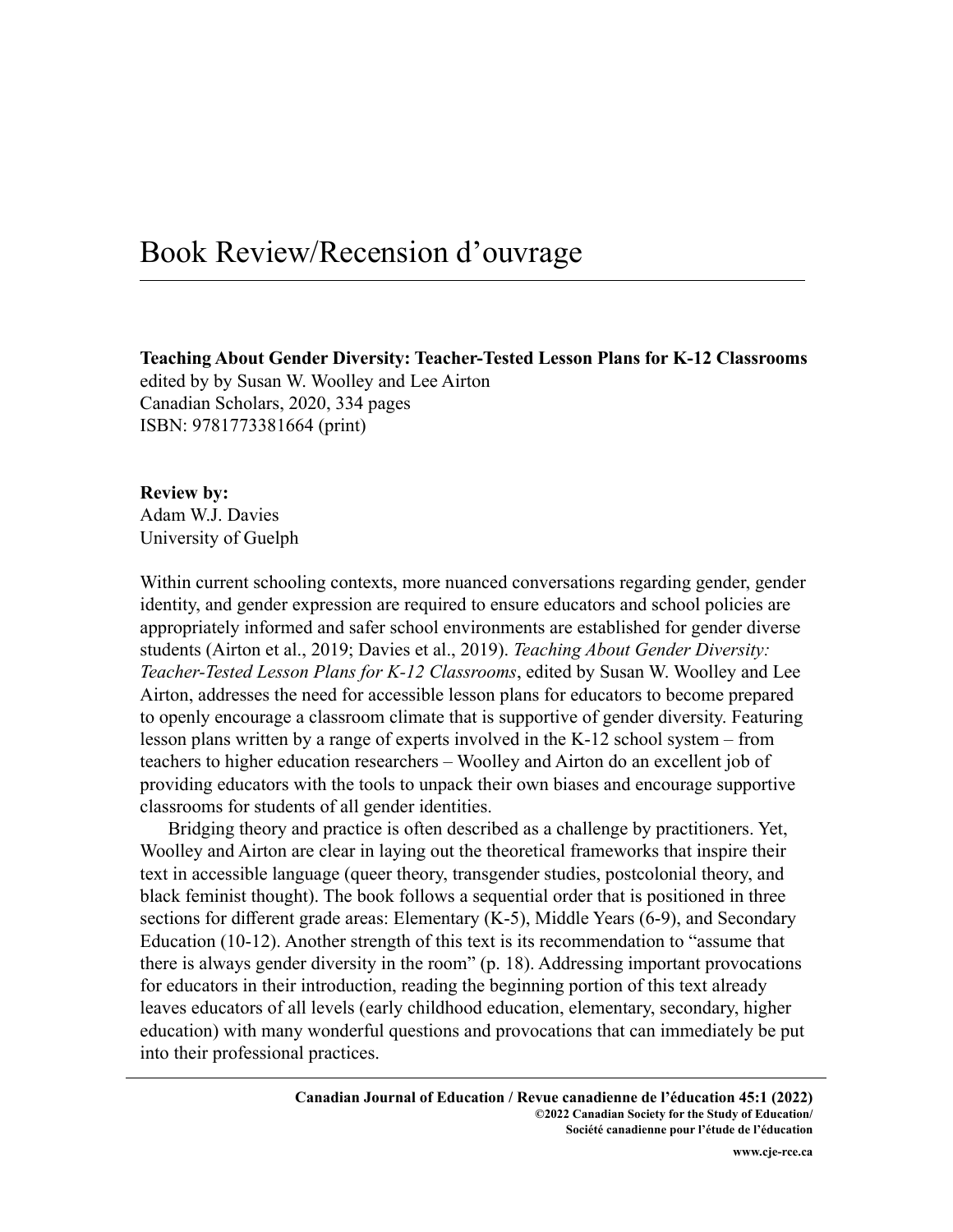# Book Review/Recension d'ouvrage

**Teaching About Gender Diversity: Teacher-Tested Lesson Plans for K-12 Classrooms**
edited by by Susan W. Woolley and Lee Airton
Canadian Scholars, 2020, 334 pages
ISBN: 9781773381664 (print)

**Review by:**
Adam W.J. Davies
University of Guelph

Within current schooling contexts, more nuanced conversations regarding gender, gender identity, and gender expression are required to ensure educators and school policies are appropriately informed and safer school environments are established for gender diverse students (Airton et al., 2019; Davies et al., 2019). *Teaching About Gender Diversity: Teacher-Tested Lesson Plans for K-12 Classrooms*, edited by Susan W. Woolley and Lee Airton, addresses the need for accessible lesson plans for educators to become prepared to openly encourage a classroom climate that is supportive of gender diversity. Featuring lesson plans written by a range of experts involved in the K-12 school system – from teachers to higher education researchers – Woolley and Airton do an excellent job of providing educators with the tools to unpack their own biases and encourage supportive classrooms for students of all gender identities.

Bridging theory and practice is often described as a challenge by practitioners. Yet, Woolley and Airton are clear in laying out the theoretical frameworks that inspire their text in accessible language (queer theory, transgender studies, postcolonial theory, and black feminist thought). The book follows a sequential order that is positioned in three sections for different grade areas: Elementary (K-5), Middle Years (6-9), and Secondary Education (10-12). Another strength of this text is its recommendation to "assume that there is always gender diversity in the room" (p. 18). Addressing important provocations for educators in their introduction, reading the beginning portion of this text already leaves educators of all levels (early childhood education, elementary, secondary, higher education) with many wonderful questions and provocations that can immediately be put into their professional practices.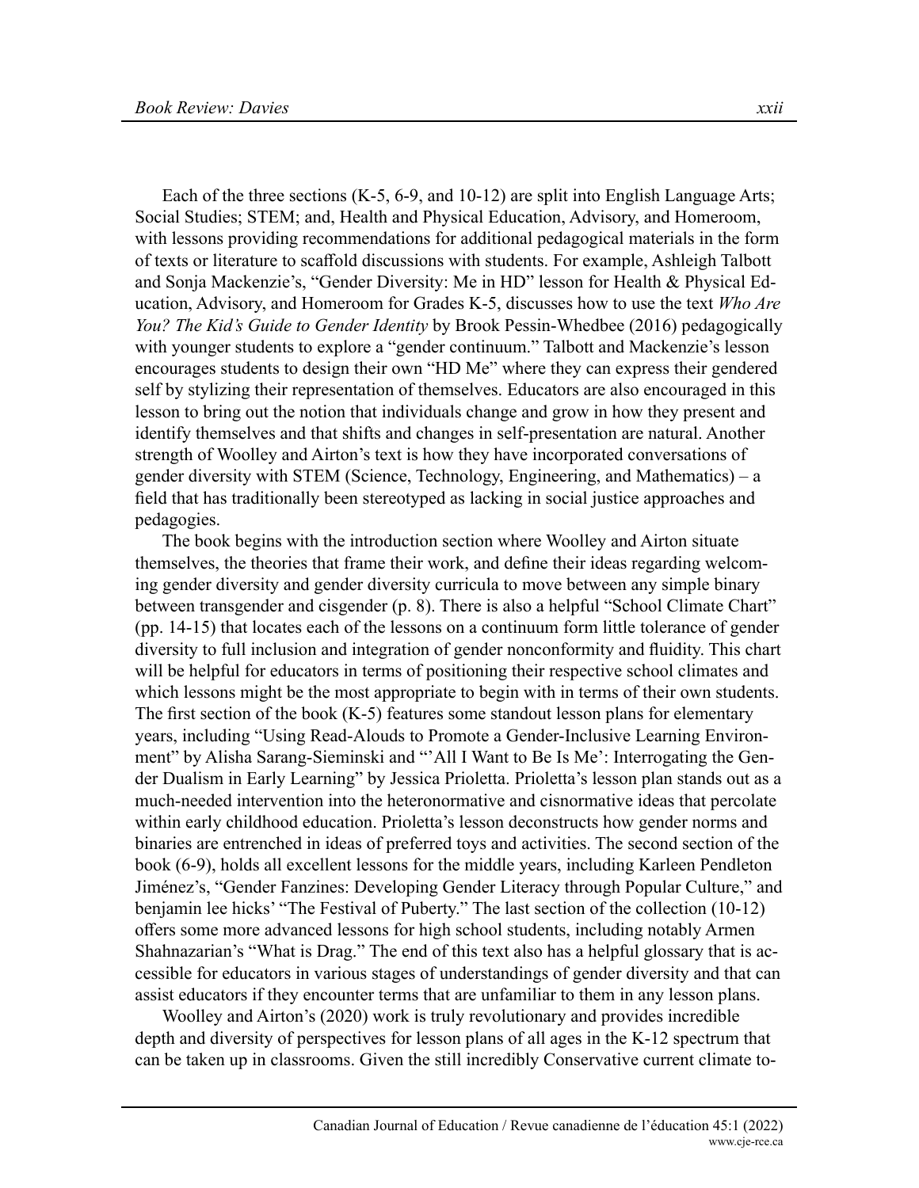Each of the three sections (K-5, 6-9, and 10-12) are split into English Language Arts; Social Studies; STEM; and, Health and Physical Education, Advisory, and Homeroom, with lessons providing recommendations for additional pedagogical materials in the form of texts or literature to scaffold discussions with students. For example, Ashleigh Talbott and Sonja Mackenzie's, "Gender Diversity: Me in HD" lesson for Health & Physical Education, Advisory, and Homeroom for Grades K-5, discusses how to use the text *Who Are You? The Kid's Guide to Gender Identity* by Brook Pessin-Whedbee (2016) pedagogically with younger students to explore a "gender continuum." Talbott and Mackenzie's lesson encourages students to design their own "HD Me" where they can express their gendered self by stylizing their representation of themselves. Educators are also encouraged in this lesson to bring out the notion that individuals change and grow in how they present and identify themselves and that shifts and changes in self-presentation are natural. Another strength of Woolley and Airton's text is how they have incorporated conversations of gender diversity with STEM (Science, Technology, Engineering, and Mathematics) – a field that has traditionally been stereotyped as lacking in social justice approaches and pedagogies.

The book begins with the introduction section where Woolley and Airton situate themselves, the theories that frame their work, and define their ideas regarding welcoming gender diversity and gender diversity curricula to move between any simple binary between transgender and cisgender (p. 8). There is also a helpful "School Climate Chart" (pp. 14-15) that locates each of the lessons on a continuum form little tolerance of gender diversity to full inclusion and integration of gender nonconformity and fluidity. This chart will be helpful for educators in terms of positioning their respective school climates and which lessons might be the most appropriate to begin with in terms of their own students. The first section of the book (K-5) features some standout lesson plans for elementary years, including "Using Read-Alouds to Promote a Gender-Inclusive Learning Environment" by Alisha Sarang-Sieminski and "'All I Want to Be Is Me': Interrogating the Gender Dualism in Early Learning" by Jessica Prioletta. Prioletta's lesson plan stands out as a much-needed intervention into the heteronormative and cisnormative ideas that percolate within early childhood education. Prioletta's lesson deconstructs how gender norms and binaries are entrenched in ideas of preferred toys and activities. The second section of the book (6-9), holds all excellent lessons for the middle years, including Karleen Pendleton Jiménez's, "Gender Fanzines: Developing Gender Literacy through Popular Culture," and benjamin lee hicks' "The Festival of Puberty." The last section of the collection (10-12) offers some more advanced lessons for high school students, including notably Armen Shahnazarian's "What is Drag." The end of this text also has a helpful glossary that is accessible for educators in various stages of understandings of gender diversity and that can assist educators if they encounter terms that are unfamiliar to them in any lesson plans.

Woolley and Airton's (2020) work is truly revolutionary and provides incredible depth and diversity of perspectives for lesson plans of all ages in the K-12 spectrum that can be taken up in classrooms. Given the still incredibly Conservative current climate to-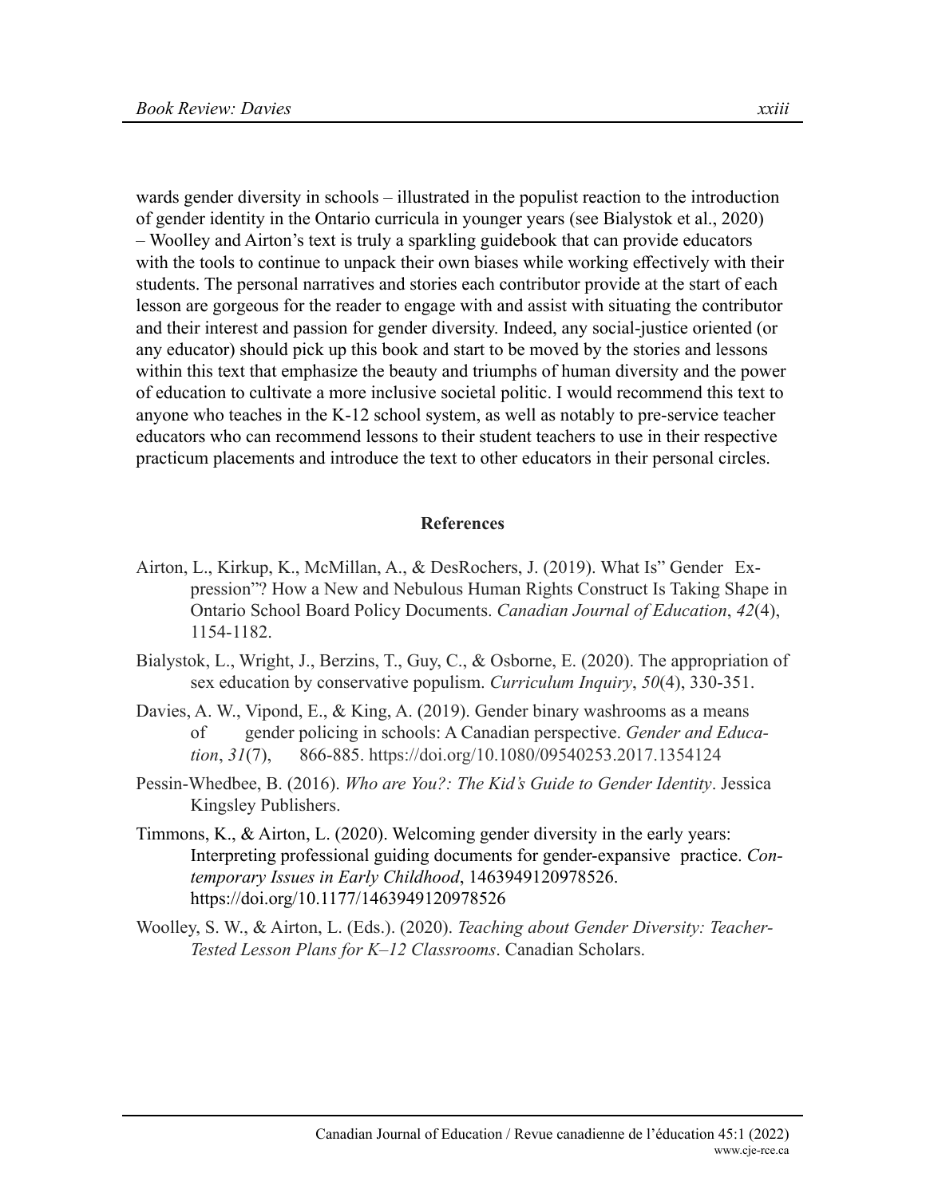wards gender diversity in schools – illustrated in the populist reaction to the introduction of gender identity in the Ontario curricula in younger years (see Bialystok et al., 2020) – Woolley and Airton's text is truly a sparkling guidebook that can provide educators with the tools to continue to unpack their own biases while working effectively with their students. The personal narratives and stories each contributor provide at the start of each lesson are gorgeous for the reader to engage with and assist with situating the contributor and their interest and passion for gender diversity. Indeed, any social-justice oriented (or any educator) should pick up this book and start to be moved by the stories and lessons within this text that emphasize the beauty and triumphs of human diversity and the power of education to cultivate a more inclusive societal politic. I would recommend this text to anyone who teaches in the K-12 school system, as well as notably to pre-service teacher educators who can recommend lessons to their student teachers to use in their respective practicum placements and introduce the text to other educators in their personal circles.

## References

Airton, L., Kirkup, K., McMillan, A., & DesRochers, J. (2019). What Is" Gender Expression"? How a New and Nebulous Human Rights Construct Is Taking Shape in Ontario School Board Policy Documents. *Canadian Journal of Education*, *42*(4), 1154-1182.

Bialystok, L., Wright, J., Berzins, T., Guy, C., & Osborne, E. (2020). The appropriation of sex education by conservative populism. *Curriculum Inquiry*, *50*(4), 330-351.

Davies, A. W., Vipond, E., & King, A. (2019). Gender binary washrooms as a means of gender policing in schools: A Canadian perspective. *Gender and Education*, *31*(7), 866-885. https://doi.org/10.1080/09540253.2017.1354124

Pessin-Whedbee, B. (2016). *Who are You?: The Kid's Guide to Gender Identity*. Jessica Kingsley Publishers.

Timmons, K., & Airton, L. (2020). Welcoming gender diversity in the early years: Interpreting professional guiding documents for gender-expansive practice. *Contemporary Issues in Early Childhood*, 1463949120978526. https://doi.org/10.1177/1463949120978526

Woolley, S. W., & Airton, L. (Eds.). (2020). *Teaching about Gender Diversity: Teacher-Tested Lesson Plans for K–12 Classrooms*. Canadian Scholars.